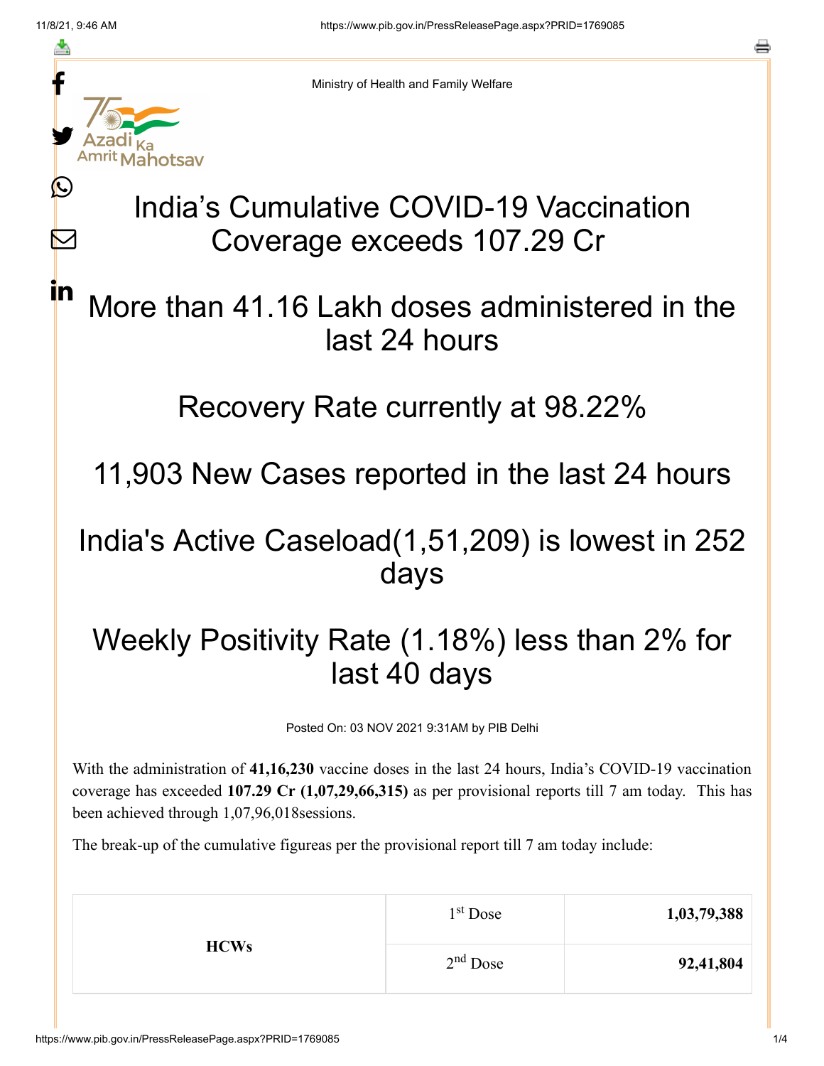Ministry of Health and Family Welfare

# India's Cumulative COVID-19 Vaccination Coverage exceeds 107.29 Cr

## More than 41.16 Lakh doses administered in the last 24 hours

## Recovery Rate currently at 98.22%

## 11,903 New Cases reported in the last 24 hours

## India's Active Caseload(1,51,209) is lowest in 252 days

## Weekly Positivity Rate (1.18%) less than 2% for last 40 days

Posted On: 03 NOV 2021 9:31AM by PIB Delhi

With the administration of **41,16,230** vaccine doses in the last 24 hours, India's COVID-19 vaccination coverage has exceeded **107.29 Cr (1,07,29,66,315)** as per provisional reports till 7 am today. This has been achieved through 1,07,96,018sessions.

The break-up of the cumulative figureas per the provisional report till 7 am today include:

| | | |
|---|---|---|
| **HCWs** | 1st Dose | **1,03,79,388** |
| | 2nd Dose | **92,41,804** |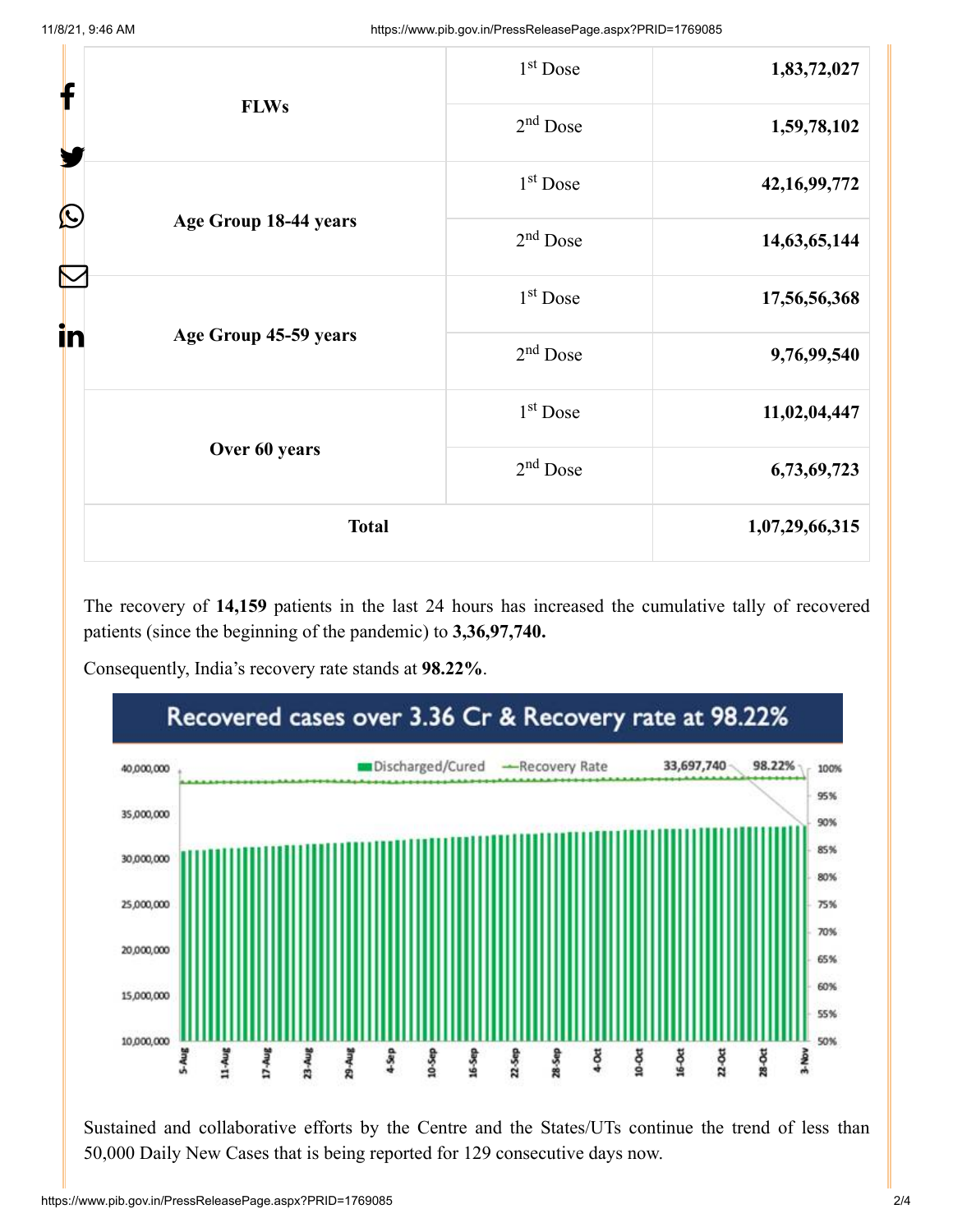| | | |
|---|---|---|
| FLWs | 1st Dose | 1,83,72,027 |
| | 2nd Dose | 1,59,78,102 |
| Age Group 18-44 years | 1st Dose | 42,16,99,772 |
| | 2nd Dose | 14,63,65,144 |
| Age Group 45-59 years | 1st Dose | 17,56,56,368 |
| | 2nd Dose | 9,76,99,540 |
| Over 60 years | 1st Dose | 11,02,04,447 |
| | 2nd Dose | 6,73,69,723 |
| **Total** | | **1,07,29,66,315** |

The recovery of **14,159** patients in the last 24 hours has increased the cumulative tally of recovered patients (since the beginning of the pandemic) to **3,36,97,740.**

Consequently, India's recovery rate stands at **98.22%**.

Recovered cases over 3.36 Cr & Recovery rate at 98.22%

Sustained and collaborative efforts by the Centre and the States/UTs continue the trend of less than 50,000 Daily New Cases that is being reported for 129 consecutive days now.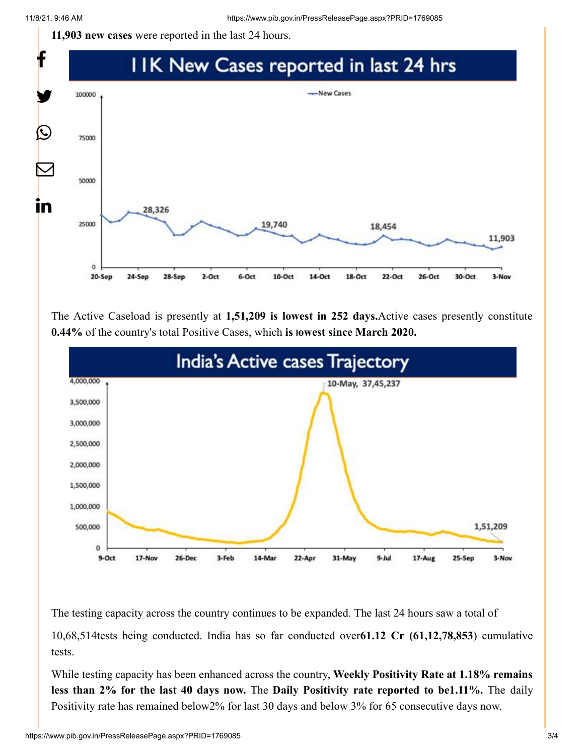**11,903 new cases** were reported in the last 24 hours.

The Active Caseload is presently at **1,51,209 is lowest in 252 days.**Active cases presently constitute **0.44%** of the country's total Positive Cases, which **is lowest since March 2020.**

The testing capacity across the country continues to be expanded. The last 24 hours saw a total of

10,68,514tests being conducted. India has so far conducted over**61.12 Cr (61,12,78,853**) cumulative tests.

While testing capacity has been enhanced across the country, **Weekly Positivity Rate at 1.18% remains less than 2% for the last 40 days now.** The **Daily Positivity rate reported to be1.11%.** The daily Positivity rate has remained below2% for last 30 days and below 3% for 65 consecutive days now.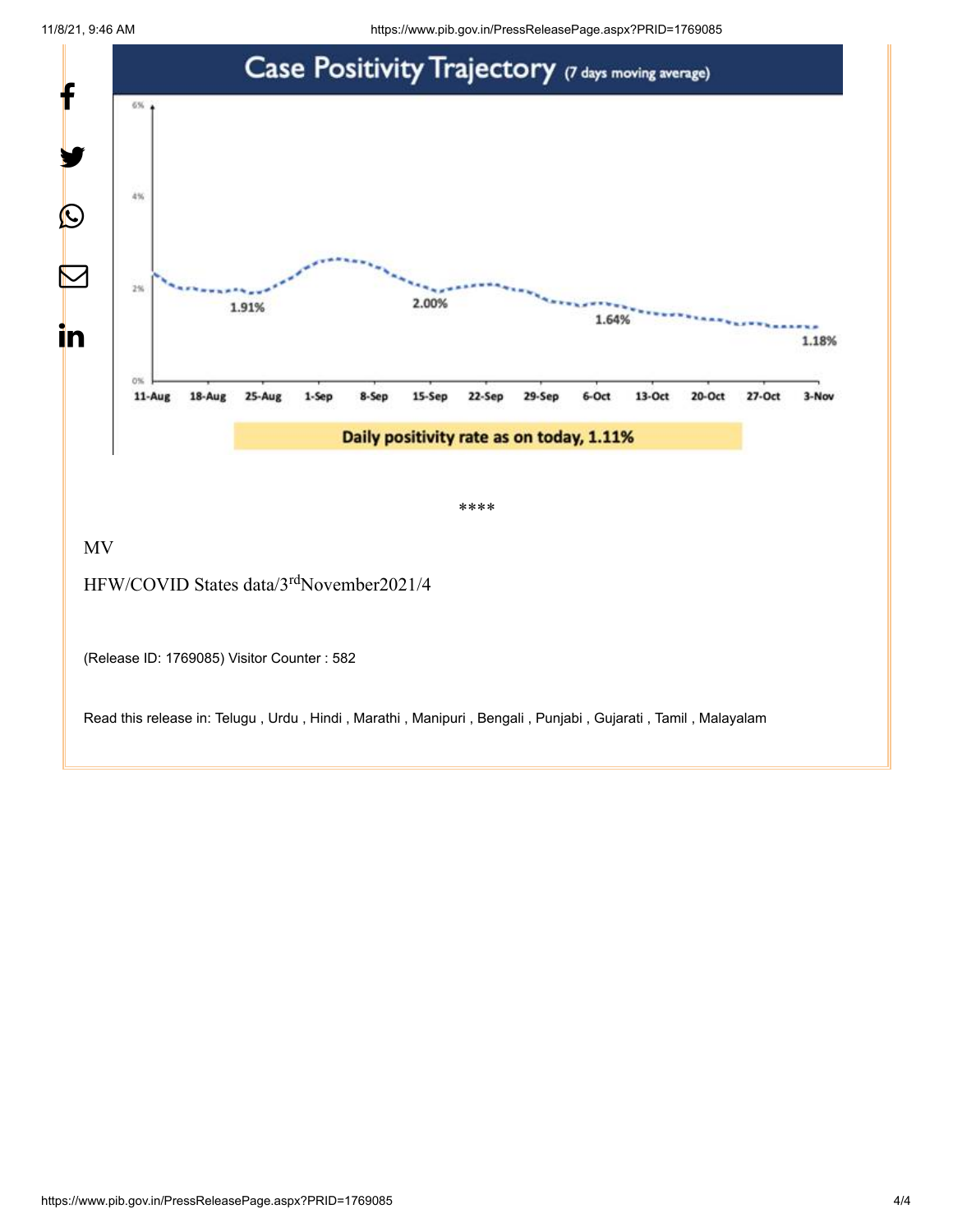Case Positivity Trajectory (7 days moving average)

6%

4%

2%

0%

1.91%

2.00%

1.64%

1.18%

11-Aug 18-Aug 25-Aug 1-Sep 8-Sep 15-Sep 22-Sep 29-Sep 6-Oct 13-Oct 20-Oct 27-Oct 3-Nov

Daily positivity rate as on today, 1.11%

\*\*\*\*

MV

HFW/COVID States data/3rd November2021/4

(Release ID: 1769085) Visitor Counter : 582

Read this release in: Telugu , Urdu , Hindi , Marathi , Manipuri , Bengali , Punjabi , Gujarati , Tamil , Malayalam